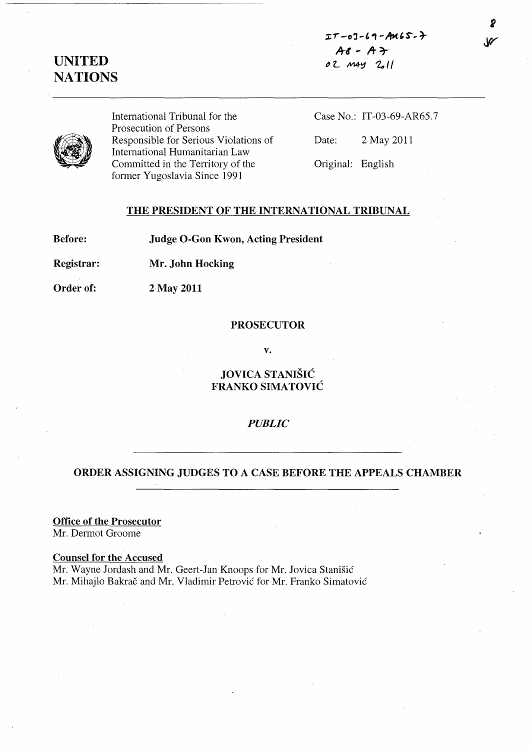IT-03-69-AR65.7
A8 - A7
02 May 2011

# UNITED NATIONS

International Tribunal for the Prosecution of Persons Responsible for Serious Violations of International Humanitarian Law Committed in the Territory of the former Yugoslavia Since 1991

Case No.: IT-03-69-AR65.7

Date: 2 May 2011

Original: English

## THE PRESIDENT OF THE INTERNATIONAL TRIBUNAL

**Before:** **Judge O-Gon Kwon, Acting President**

**Registrar:** **Mr. John Hocking**

**Order of:** **2 May 2011**

**PROSECUTOR**

**v.**

**JOVICA STANIŠIĆ**
**FRANKO SIMATOVIĆ**

*PUBLIC*

## ORDER ASSIGNING JUDGES TO A CASE BEFORE THE APPEALS CHAMBER

**Office of the Prosecutor**
Mr. Dermot Groome

**Counsel for the Accused**
Mr. Wayne Jordash and Mr. Geert-Jan Knoops for Mr. Jovica Stanišić
Mr. Mihajlo Bakrač and Mr. Vladimir Petrović for Mr. Franko Simatović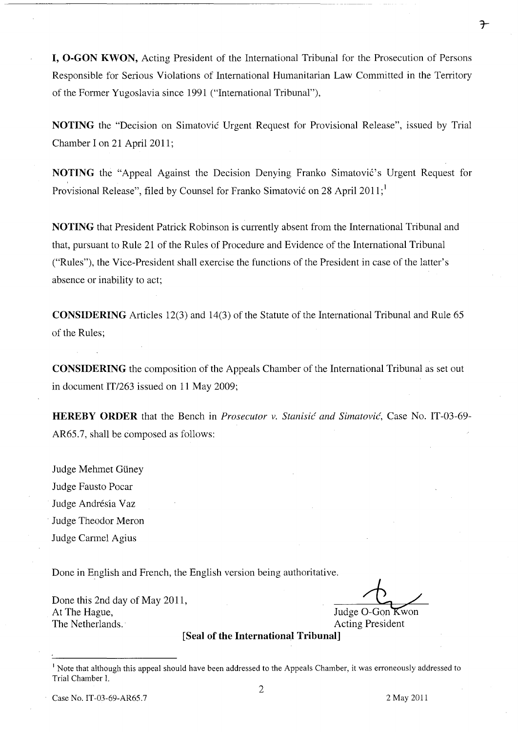**I, O-GON KWON,** Acting President of the International Tribunal for the Prosecution of Persons Responsible for Serious Violations of International Humanitarian Law Committed in the Territory of the Former Yugoslavia since 1991 ("International Tribunal"),

**NOTING** the "Decision on Simatović Urgent Request for Provisional Release", issued by Trial Chamber I on 21 April 2011;

**NOTING** the "Appeal Against the Decision Denying Franko Simatović's Urgent Request for Provisional Release", filed by Counsel for Franko Simatović on 28 April 2011;[1]

**NOTING** that President Patrick Robinson is currently absent from the International Tribunal and that, pursuant to Rule 21 of the Rules of Procedure and Evidence of the International Tribunal ("Rules"), the Vice-President shall exercise the functions of the President in case of the latter's absence or inability to act;

**CONSIDERING** Articles 12(3) and 14(3) of the Statute of the International Tribunal and Rule 65 of the Rules;

**CONSIDERING** the composition of the Appeals Chamber of the International Tribunal as set out in document IT/263 issued on 11 May 2009;

**HEREBY ORDER** that the Bench in *Prosecutor v. Stanisić and Simatović*, Case No. IT-03-69-AR65.7, shall be composed as follows:

Judge Mehmet Güney
Judge Fausto Pocar
Judge Andrésia Vaz
Judge Theodor Meron
Judge Carmel Agius

Done in English and French, the English version being authoritative.

Done this 2nd day of May 2011,
At The Hague,
The Netherlands.

Judge O-Gon Kwon
Acting President

**[Seal of the International Tribunal]**

[1] Note that although this appeal should have been addressed to the Appeals Chamber, it was erroneously addressed to Trial Chamber I.